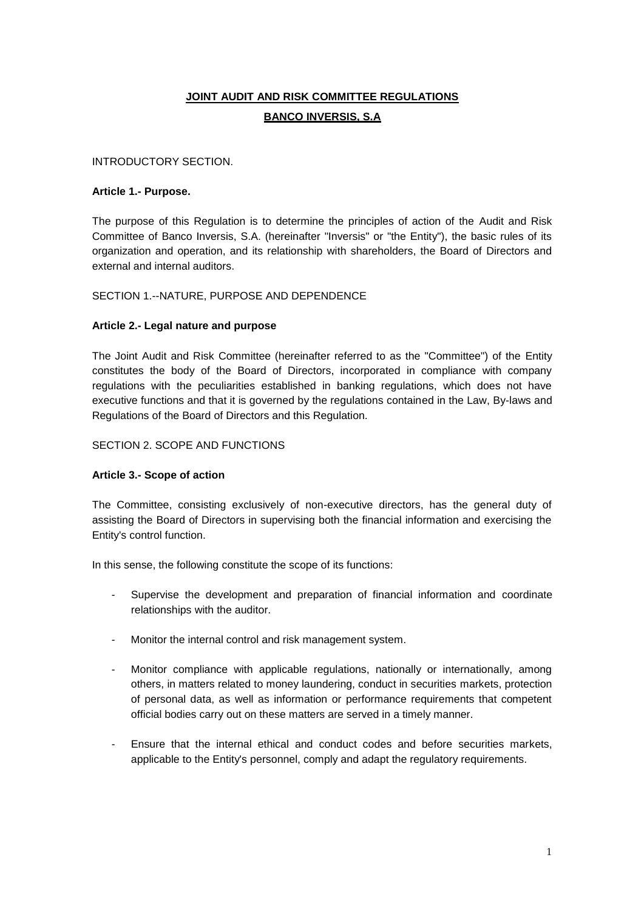# JOINT AUDIT AND RISK COMMITTEE REGULATIONS

## BANCO INVERSIS, S.A

INTRODUCTORY SECTION.

**Article 1.- Purpose.**

The purpose of this Regulation is to determine the principles of action of the Audit and Risk Committee of Banco Inversis, S.A. (hereinafter "Inversis" or "the Entity"), the basic rules of its organization and operation, and its relationship with shareholders, the Board of Directors and external and internal auditors.

SECTION 1.--NATURE, PURPOSE AND DEPENDENCE

**Article 2.- Legal nature and purpose**

The Joint Audit and Risk Committee (hereinafter referred to as the "Committee") of the Entity constitutes the body of the Board of Directors, incorporated in compliance with company regulations with the peculiarities established in banking regulations, which does not have executive functions and that it is governed by the regulations contained in the Law, By-laws and Regulations of the Board of Directors and this Regulation.

SECTION 2. SCOPE AND FUNCTIONS

**Article 3.- Scope of action**

The Committee, consisting exclusively of non-executive directors, has the general duty of assisting the Board of Directors in supervising both the financial information and exercising the Entity's control function.

In this sense, the following constitute the scope of its functions:

- Supervise the development and preparation of financial information and coordinate relationships with the auditor.
- Monitor the internal control and risk management system.
- Monitor compliance with applicable regulations, nationally or internationally, among others, in matters related to money laundering, conduct in securities markets, protection of personal data, as well as information or performance requirements that competent official bodies carry out on these matters are served in a timely manner.
- Ensure that the internal ethical and conduct codes and before securities markets, applicable to the Entity's personnel, comply and adapt the regulatory requirements.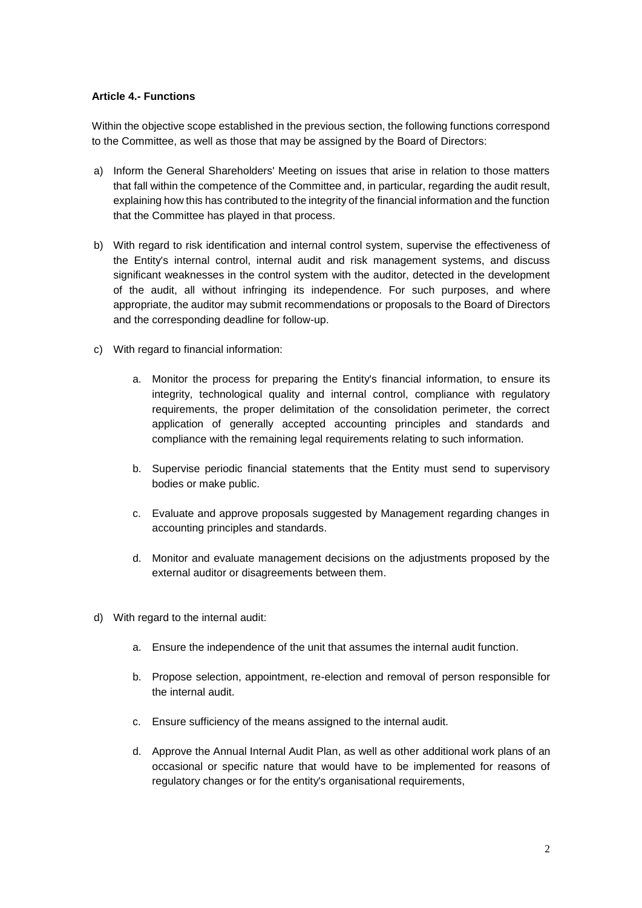**Article 4.- Functions**

Within the objective scope established in the previous section, the following functions correspond to the Committee, as well as those that may be assigned by the Board of Directors:

a) Inform the General Shareholders' Meeting on issues that arise in relation to those matters that fall within the competence of the Committee and, in particular, regarding the audit result, explaining how this has contributed to the integrity of the financial information and the function that the Committee has played in that process.

b) With regard to risk identification and internal control system, supervise the effectiveness of the Entity's internal control, internal audit and risk management systems, and discuss significant weaknesses in the control system with the auditor, detected in the development of the audit, all without infringing its independence. For such purposes, and where appropriate, the auditor may submit recommendations or proposals to the Board of Directors and the corresponding deadline for follow-up.

c) With regard to financial information:

   a. Monitor the process for preparing the Entity's financial information, to ensure its integrity, technological quality and internal control, compliance with regulatory requirements, the proper delimitation of the consolidation perimeter, the correct application of generally accepted accounting principles and standards and compliance with the remaining legal requirements relating to such information.

   b. Supervise periodic financial statements that the Entity must send to supervisory bodies or make public.

   c. Evaluate and approve proposals suggested by Management regarding changes in accounting principles and standards.

   d. Monitor and evaluate management decisions on the adjustments proposed by the external auditor or disagreements between them.

d) With regard to the internal audit:

   a. Ensure the independence of the unit that assumes the internal audit function.

   b. Propose selection, appointment, re-election and removal of person responsible for the internal audit.

   c. Ensure sufficiency of the means assigned to the internal audit.

   d. Approve the Annual Internal Audit Plan, as well as other additional work plans of an occasional or specific nature that would have to be implemented for reasons of regulatory changes or for the entity's organisational requirements,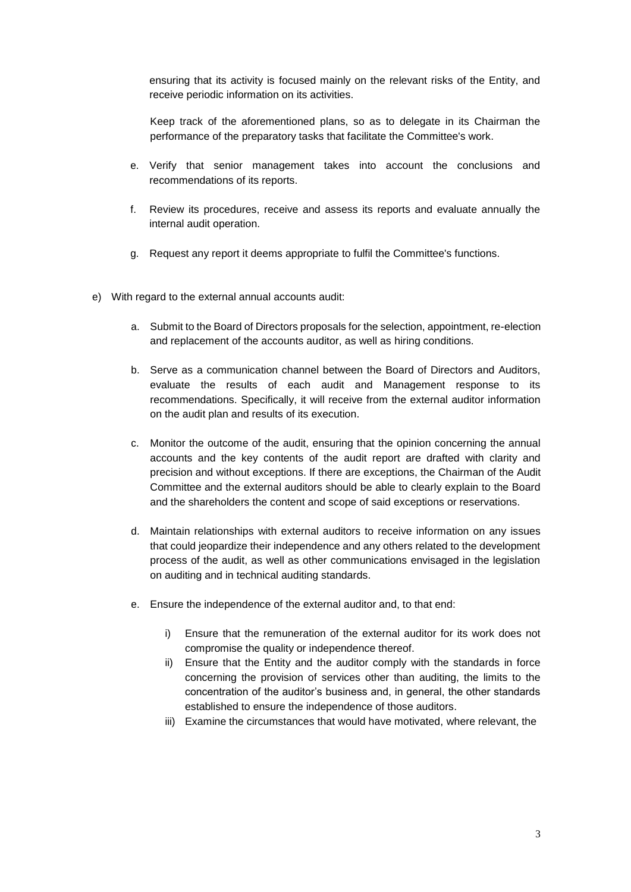ensuring that its activity is focused mainly on the relevant risks of the Entity, and receive periodic information on its activities.

Keep track of the aforementioned plans, so as to delegate in its Chairman the performance of the preparatory tasks that facilitate the Committee's work.

e. Verify that senior management takes into account the conclusions and recommendations of its reports.

f. Review its procedures, receive and assess its reports and evaluate annually the internal audit operation.

g. Request any report it deems appropriate to fulfil the Committee's functions.

e) With regard to the external annual accounts audit:

   a. Submit to the Board of Directors proposals for the selection, appointment, re-election and replacement of the accounts auditor, as well as hiring conditions.

   b. Serve as a communication channel between the Board of Directors and Auditors, evaluate the results of each audit and Management response to its recommendations. Specifically, it will receive from the external auditor information on the audit plan and results of its execution.

   c. Monitor the outcome of the audit, ensuring that the opinion concerning the annual accounts and the key contents of the audit report are drafted with clarity and precision and without exceptions. If there are exceptions, the Chairman of the Audit Committee and the external auditors should be able to clearly explain to the Board and the shareholders the content and scope of said exceptions or reservations.

   d. Maintain relationships with external auditors to receive information on any issues that could jeopardize their independence and any others related to the development process of the audit, as well as other communications envisaged in the legislation on auditing and in technical auditing standards.

   e. Ensure the independence of the external auditor and, to that end:

      i) Ensure that the remuneration of the external auditor for its work does not compromise the quality or independence thereof.
      ii) Ensure that the Entity and the auditor comply with the standards in force concerning the provision of services other than auditing, the limits to the concentration of the auditor's business and, in general, the other standards established to ensure the independence of those auditors.
      iii) Examine the circumstances that would have motivated, where relevant, the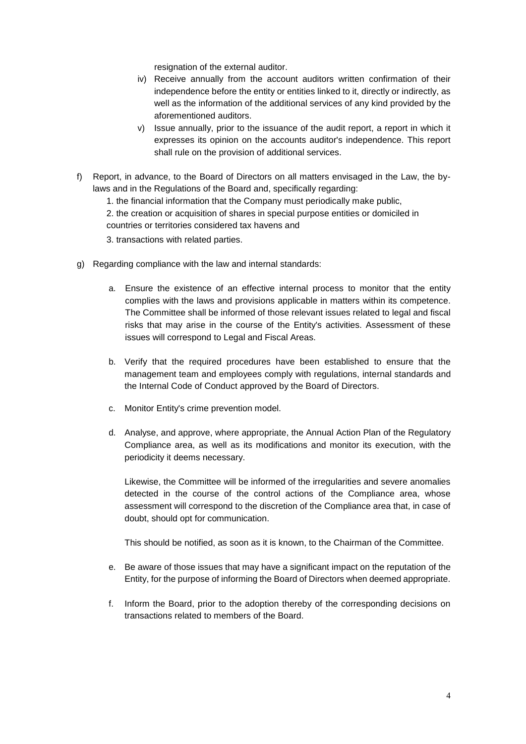resignation of the external auditor.

iv) Receive annually from the account auditors written confirmation of their independence before the entity or entities linked to it, directly or indirectly, as well as the information of the additional services of any kind provided by the aforementioned auditors.

v) Issue annually, prior to the issuance of the audit report, a report in which it expresses its opinion on the accounts auditor's independence. This report shall rule on the provision of additional services.

f) Report, in advance, to the Board of Directors on all matters envisaged in the Law, the by-laws and in the Regulations of the Board and, specifically regarding:

   1. the financial information that the Company must periodically make public,
   2. the creation or acquisition of shares in special purpose entities or domiciled in countries or territories considered tax havens and
   3. transactions with related parties.

g) Regarding compliance with the law and internal standards:

   a. Ensure the existence of an effective internal process to monitor that the entity complies with the laws and provisions applicable in matters within its competence. The Committee shall be informed of those relevant issues related to legal and fiscal risks that may arise in the course of the Entity's activities. Assessment of these issues will correspond to Legal and Fiscal Areas.

   b. Verify that the required procedures have been established to ensure that the management team and employees comply with regulations, internal standards and the Internal Code of Conduct approved by the Board of Directors.

   c. Monitor Entity's crime prevention model.

   d. Analyse, and approve, where appropriate, the Annual Action Plan of the Regulatory Compliance area, as well as its modifications and monitor its execution, with the periodicity it deems necessary.

      Likewise, the Committee will be informed of the irregularities and severe anomalies detected in the course of the control actions of the Compliance area, whose assessment will correspond to the discretion of the Compliance area that, in case of doubt, should opt for communication.

      This should be notified, as soon as it is known, to the Chairman of the Committee.

   e. Be aware of those issues that may have a significant impact on the reputation of the Entity, for the purpose of informing the Board of Directors when deemed appropriate.

   f. Inform the Board, prior to the adoption thereby of the corresponding decisions on transactions related to members of the Board.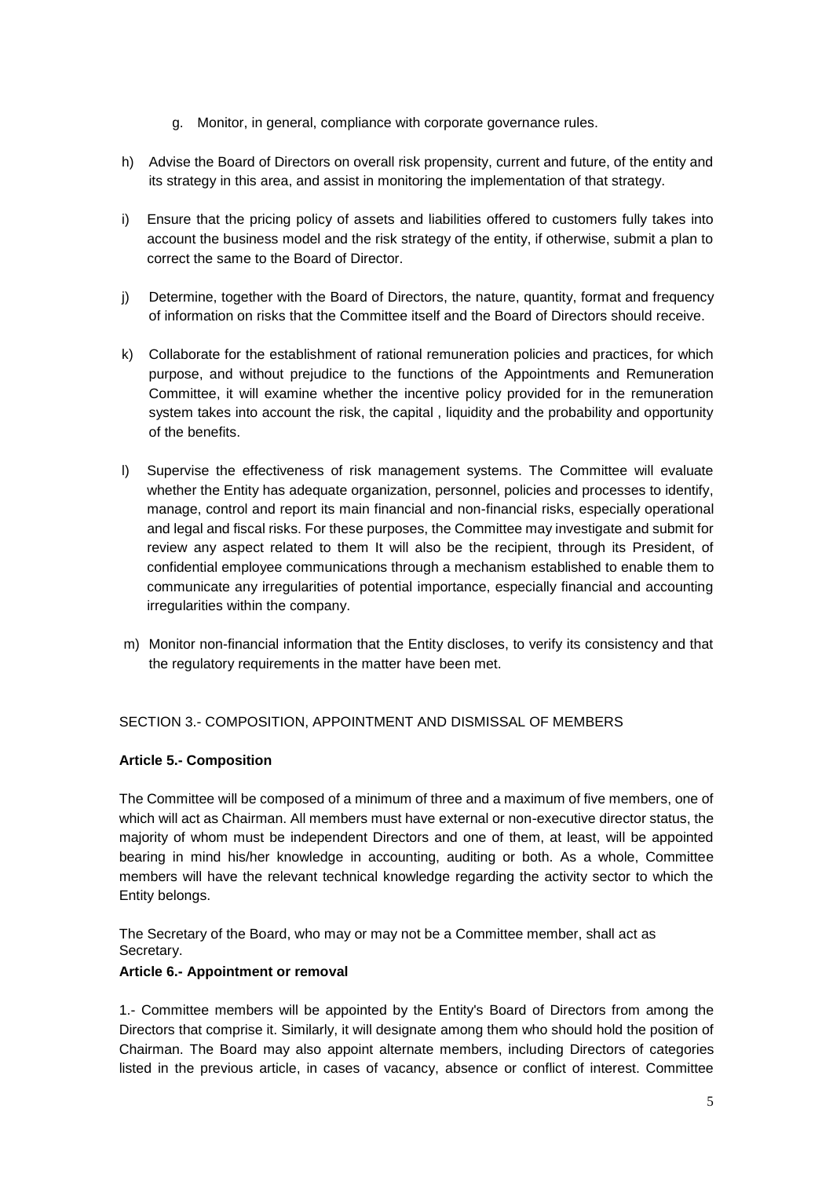g. Monitor, in general, compliance with corporate governance rules.

h) Advise the Board of Directors on overall risk propensity, current and future, of the entity and its strategy in this area, and assist in monitoring the implementation of that strategy.

i) Ensure that the pricing policy of assets and liabilities offered to customers fully takes into account the business model and the risk strategy of the entity, if otherwise, submit a plan to correct the same to the Board of Director.

j) Determine, together with the Board of Directors, the nature, quantity, format and frequency of information on risks that the Committee itself and the Board of Directors should receive.

k) Collaborate for the establishment of rational remuneration policies and practices, for which purpose, and without prejudice to the functions of the Appointments and Remuneration Committee, it will examine whether the incentive policy provided for in the remuneration system takes into account the risk, the capital , liquidity and the probability and opportunity of the benefits.

l) Supervise the effectiveness of risk management systems. The Committee will evaluate whether the Entity has adequate organization, personnel, policies and processes to identify, manage, control and report its main financial and non-financial risks, especially operational and legal and fiscal risks. For these purposes, the Committee may investigate and submit for review any aspect related to them It will also be the recipient, through its President, of confidential employee communications through a mechanism established to enable them to communicate any irregularities of potential importance, especially financial and accounting irregularities within the company.

m) Monitor non-financial information that the Entity discloses, to verify its consistency and that the regulatory requirements in the matter have been met.

SECTION 3.- COMPOSITION, APPOINTMENT AND DISMISSAL OF MEMBERS

**Article 5.- Composition**

The Committee will be composed of a minimum of three and a maximum of five members, one of which will act as Chairman. All members must have external or non-executive director status, the majority of whom must be independent Directors and one of them, at least, will be appointed bearing in mind his/her knowledge in accounting, auditing or both. As a whole, Committee members will have the relevant technical knowledge regarding the activity sector to which the Entity belongs.

The Secretary of the Board, who may or may not be a Committee member, shall act as Secretary.

**Article 6.- Appointment or removal**

1.- Committee members will be appointed by the Entity's Board of Directors from among the Directors that comprise it. Similarly, it will designate among them who should hold the position of Chairman. The Board may also appoint alternate members, including Directors of categories listed in the previous article, in cases of vacancy, absence or conflict of interest. Committee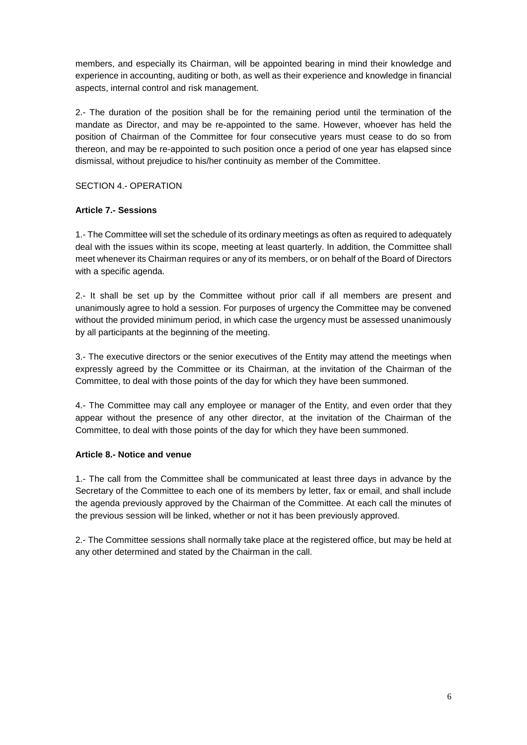members, and especially its Chairman, will be appointed bearing in mind their knowledge and experience in accounting, auditing or both, as well as their experience and knowledge in financial aspects, internal control and risk management.

2.- The duration of the position shall be for the remaining period until the termination of the mandate as Director, and may be re-appointed to the same. However, whoever has held the position of Chairman of the Committee for four consecutive years must cease to do so from thereon, and may be re-appointed to such position once a period of one year has elapsed since dismissal, without prejudice to his/her continuity as member of the Committee.

SECTION 4.- OPERATION

**Article 7.- Sessions**

1.- The Committee will set the schedule of its ordinary meetings as often as required to adequately deal with the issues within its scope, meeting at least quarterly. In addition, the Committee shall meet whenever its Chairman requires or any of its members, or on behalf of the Board of Directors with a specific agenda.

2.- It shall be set up by the Committee without prior call if all members are present and unanimously agree to hold a session. For purposes of urgency the Committee may be convened without the provided minimum period, in which case the urgency must be assessed unanimously by all participants at the beginning of the meeting.

3.- The executive directors or the senior executives of the Entity may attend the meetings when expressly agreed by the Committee or its Chairman, at the invitation of the Chairman of the Committee, to deal with those points of the day for which they have been summoned.

4.- The Committee may call any employee or manager of the Entity, and even order that they appear without the presence of any other director, at the invitation of the Chairman of the Committee, to deal with those points of the day for which they have been summoned.

**Article 8.- Notice and venue**

1.- The call from the Committee shall be communicated at least three days in advance by the Secretary of the Committee to each one of its members by letter, fax or email, and shall include the agenda previously approved by the Chairman of the Committee. At each call the minutes of the previous session will be linked, whether or not it has been previously approved.

2.- The Committee sessions shall normally take place at the registered office, but may be held at any other determined and stated by the Chairman in the call.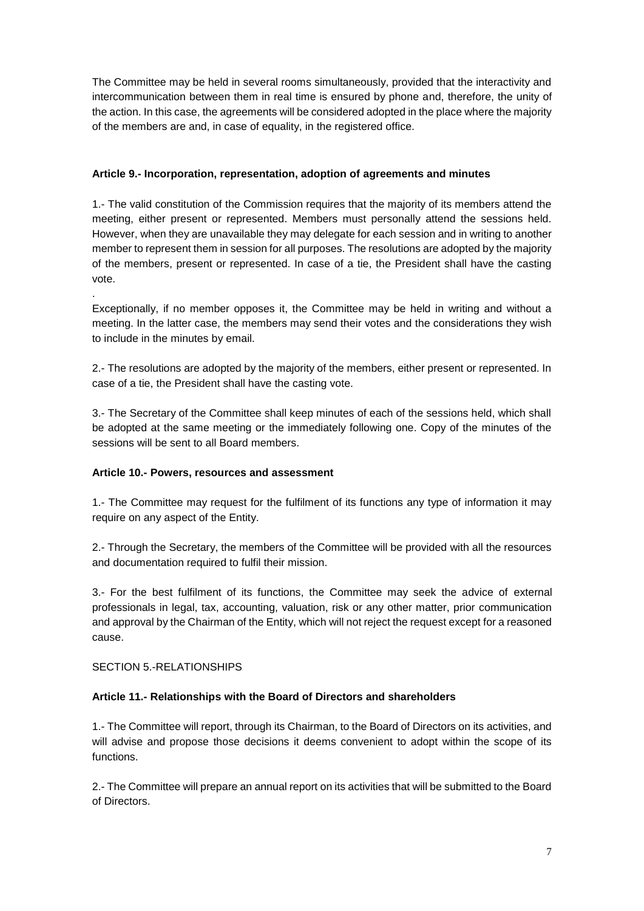The Committee may be held in several rooms simultaneously, provided that the interactivity and intercommunication between them in real time is ensured by phone and, therefore, the unity of the action. In this case, the agreements will be considered adopted in the place where the majority of the members are and, in case of equality, in the registered office.

**Article 9.- Incorporation, representation, adoption of agreements and minutes**

1.- The valid constitution of the Commission requires that the majority of its members attend the meeting, either present or represented. Members must personally attend the sessions held. However, when they are unavailable they may delegate for each session and in writing to another member to represent them in session for all purposes. The resolutions are adopted by the majority of the members, present or represented. In case of a tie, the President shall have the casting vote.

.

Exceptionally, if no member opposes it, the Committee may be held in writing and without a meeting. In the latter case, the members may send their votes and the considerations they wish to include in the minutes by email.

2.- The resolutions are adopted by the majority of the members, either present or represented. In case of a tie, the President shall have the casting vote.

3.- The Secretary of the Committee shall keep minutes of each of the sessions held, which shall be adopted at the same meeting or the immediately following one. Copy of the minutes of the sessions will be sent to all Board members.

**Article 10.- Powers, resources and assessment**

1.- The Committee may request for the fulfilment of its functions any type of information it may require on any aspect of the Entity.

2.- Through the Secretary, the members of the Committee will be provided with all the resources and documentation required to fulfil their mission.

3.- For the best fulfilment of its functions, the Committee may seek the advice of external professionals in legal, tax, accounting, valuation, risk or any other matter, prior communication and approval by the Chairman of the Entity, which will not reject the request except for a reasoned cause.

SECTION 5.-RELATIONSHIPS

**Article 11.- Relationships with the Board of Directors and shareholders**

1.- The Committee will report, through its Chairman, to the Board of Directors on its activities, and will advise and propose those decisions it deems convenient to adopt within the scope of its functions.

2.- The Committee will prepare an annual report on its activities that will be submitted to the Board of Directors.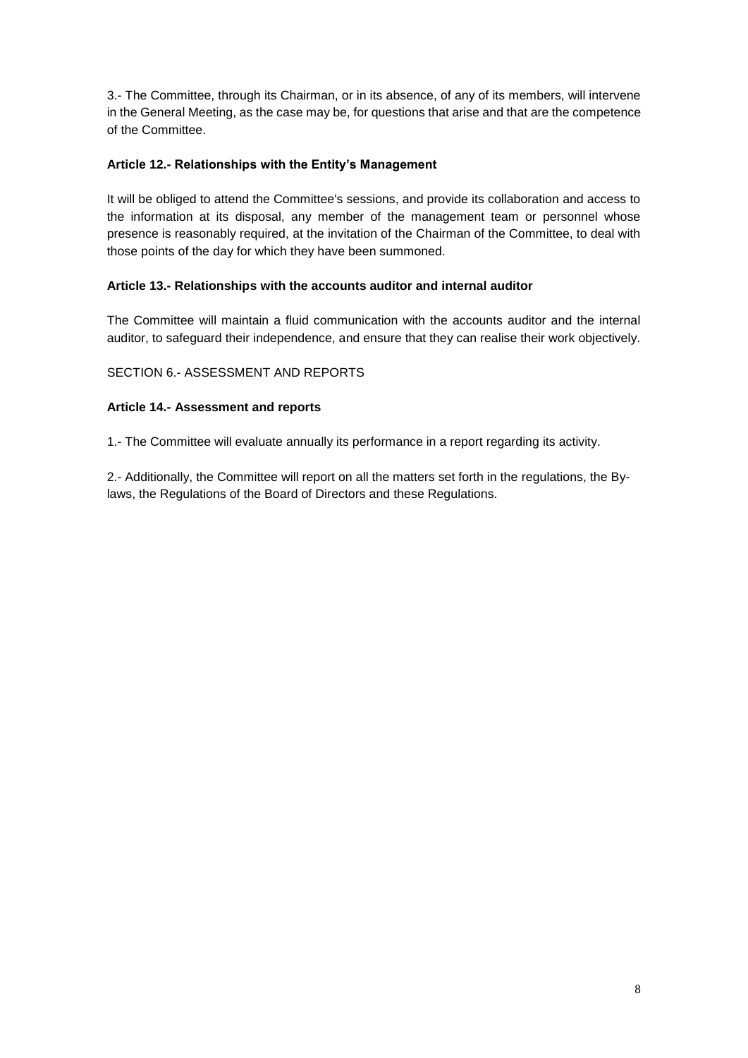3.- The Committee, through its Chairman, or in its absence, of any of its members, will intervene in the General Meeting, as the case may be, for questions that arise and that are the competence of the Committee.

**Article 12.- Relationships with the Entity's Management**

It will be obliged to attend the Committee's sessions, and provide its collaboration and access to the information at its disposal, any member of the management team or personnel whose presence is reasonably required, at the invitation of the Chairman of the Committee, to deal with those points of the day for which they have been summoned.

**Article 13.- Relationships with the accounts auditor and internal auditor**

The Committee will maintain a fluid communication with the accounts auditor and the internal auditor, to safeguard their independence, and ensure that they can realise their work objectively.

SECTION 6.- ASSESSMENT AND REPORTS

**Article 14.- Assessment and reports**

1.- The Committee will evaluate annually its performance in a report regarding its activity.

2.- Additionally, the Committee will report on all the matters set forth in the regulations, the By-laws, the Regulations of the Board of Directors and these Regulations.